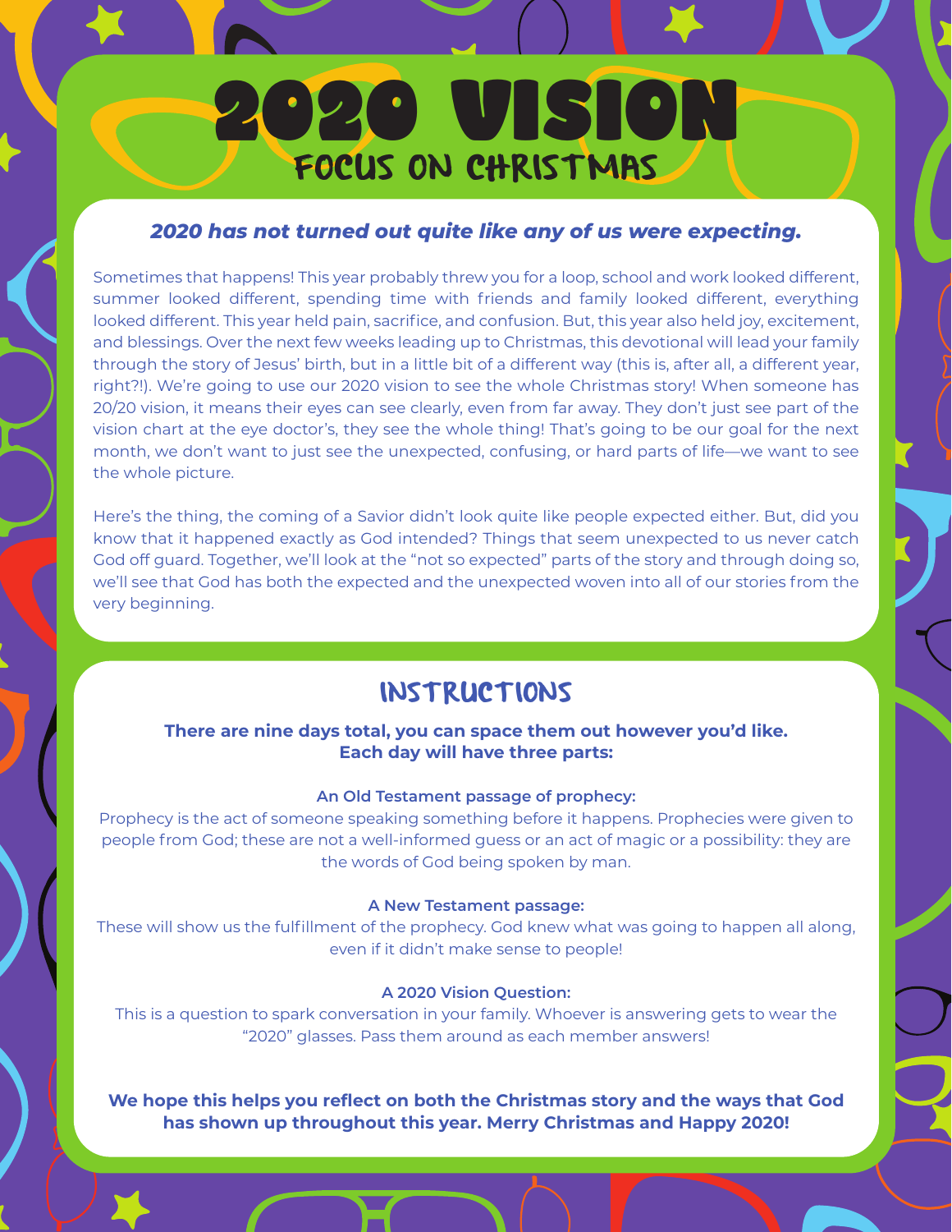# 2020 VISION

## FOCUS ON CHRISTMAS

***2020 has not turned out quite like any of us were expecting.***

Sometimes that happens! This year probably threw you for a loop, school and work looked different, summer looked different, spending time with friends and family looked different, everything looked different. This year held pain, sacrifice, and confusion. But, this year also held joy, excitement, and blessings. Over the next few weeks leading up to Christmas, this devotional will lead your family through the story of Jesus' birth, but in a little bit of a different way (this is, after all, a different year, right?!). We're going to use our 2020 vision to see the whole Christmas story! When someone has 20/20 vision, it means their eyes can see clearly, even from far away. They don't just see part of the vision chart at the eye doctor's, they see the whole thing! That's going to be our goal for the next month, we don't want to just see the unexpected, confusing, or hard parts of life—we want to see the whole picture.

Here's the thing, the coming of a Savior didn't look quite like people expected either. But, did you know that it happened exactly as God intended? Things that seem unexpected to us never catch God off guard. Together, we'll look at the "not so expected" parts of the story and through doing so, we'll see that God has both the expected and the unexpected woven into all of our stories from the very beginning.

## INSTRUCTIONS

**There are nine days total, you can space them out however you'd like. Each day will have three parts:**

**An Old Testament passage of prophecy:**
Prophecy is the act of someone speaking something before it happens. Prophecies were given to people from God; these are not a well-informed guess or an act of magic or a possibility: they are the words of God being spoken by man.

**A New Testament passage:**
These will show us the fulfillment of the prophecy. God knew what was going to happen all along, even if it didn't make sense to people!

**A 2020 Vision Question:**
This is a question to spark conversation in your family. Whoever is answering gets to wear the "2020" glasses. Pass them around as each member answers!

**We hope this helps you reflect on both the Christmas story and the ways that God has shown up throughout this year. Merry Christmas and Happy 2020!**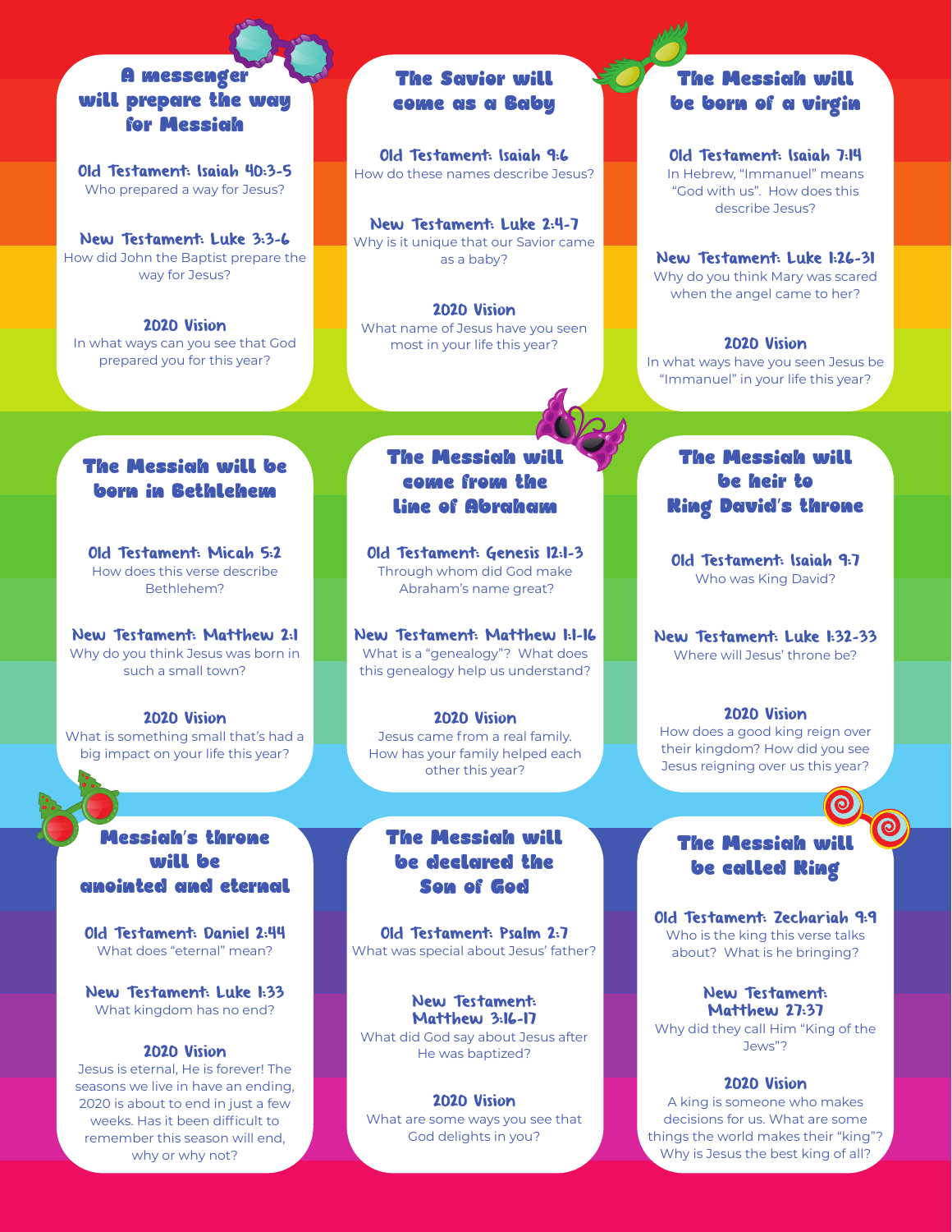## A messenger will prepare the way for Messiah

**Old Testament: Isaiah 40:3-5**
Who prepared a way for Jesus?

**New Testament: Luke 3:3-6**
How did John the Baptist prepare the way for Jesus?

**2020 Vision**
In what ways can you see that God prepared you for this year?

## The Savior will come as a Baby

**Old Testament: Isaiah 9:6**
How do these names describe Jesus?

**New Testament: Luke 2:4-7**
Why is it unique that our Savior came as a baby?

**2020 Vision**
What name of Jesus have you seen most in your life this year?

## The Messiah will be born of a virgin

**Old Testament: Isaiah 7:14**
In Hebrew, "Immanuel" means "God with us". How does this describe Jesus?

**New Testament: Luke 1:26-31**
Why do you think Mary was scared when the angel came to her?

**2020 Vision**
In what ways have you seen Jesus be "Immanuel" in your life this year?

## The Messiah will be born in Bethlehem

**Old Testament: Micah 5:2**
How does this verse describe Bethlehem?

**New Testament: Matthew 2:1**
Why do you think Jesus was born in such a small town?

**2020 Vision**
What is something small that's had a big impact on your life this year?

## The Messiah will come from the Line of Abraham

**Old Testament: Genesis 12:1-3**
Through whom did God make Abraham's name great?

**New Testament: Matthew 1:1-16**
What is a "genealogy"? What does this genealogy help us understand?

**2020 Vision**
Jesus came from a real family. How has your family helped each other this year?

## The Messiah will be heir to King David's throne

**Old Testament: Isaiah 9:7**
Who was King David?

**New Testament: Luke 1:32-33**
Where will Jesus' throne be?

**2020 Vision**
How does a good king reign over their kingdom? How did you see Jesus reigning over us this year?

## Messiah's throne will be anointed and eternal

**Old Testament: Daniel 2:44**
What does "eternal" mean?

**New Testament: Luke 1:33**
What kingdom has no end?

**2020 Vision**
Jesus is eternal, He is forever! The seasons we live in have an ending, 2020 is about to end in just a few weeks. Has it been difficult to remember this season will end, why or why not?

## The Messiah will be declared the Son of God

**Old Testament: Psalm 2:7**
What was special about Jesus' father?

**New Testament: Matthew 3:16-17**
What did God say about Jesus after He was baptized?

**2020 Vision**
What are some ways you see that God delights in you?

## The Messiah will be called King

**Old Testament: Zechariah 9:9**
Who is the king this verse talks about? What is he bringing?

**New Testament: Matthew 27:37**
Why did they call Him "King of the Jews"?

**2020 Vision**
A king is someone who makes decisions for us. What are some things the world makes their "king"? Why is Jesus the best king of all?